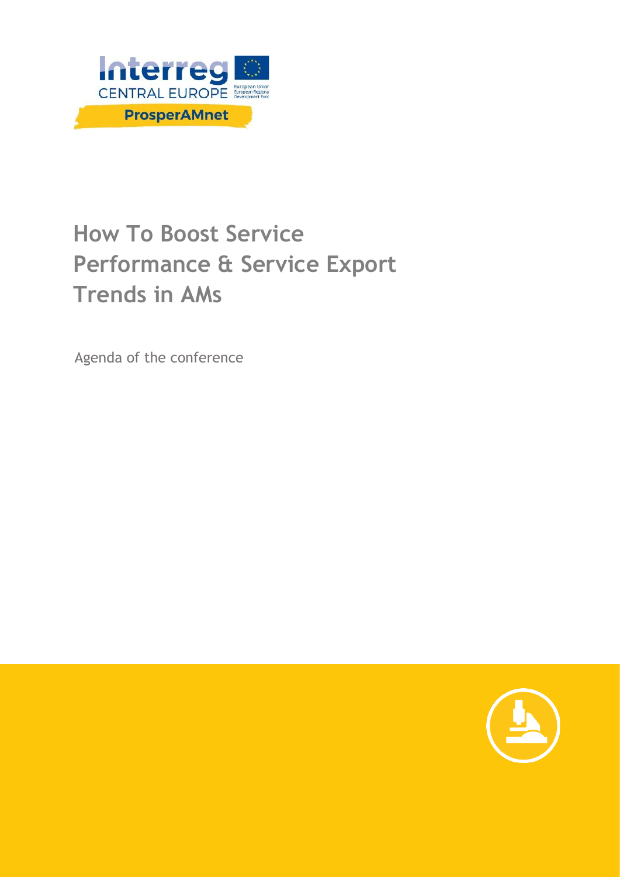Interreg CENTRAL EUROPE

ProsperAMnet

# How To Boost Service Performance & Service Export Trends in AMs

Agenda of the conference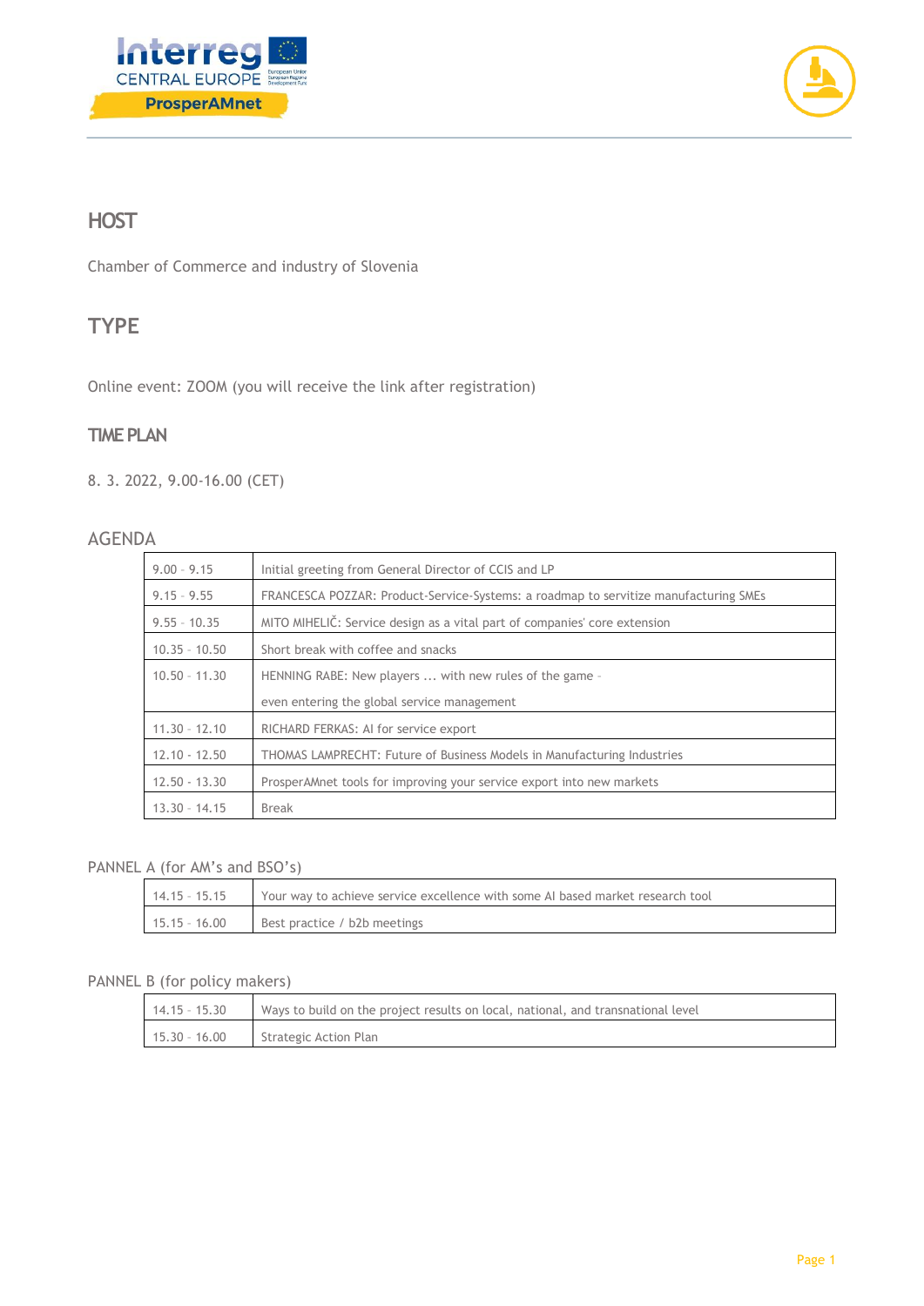## HOST

Chamber of Commerce and industry of Slovenia

## TYPE

Online event: ZOOM (you will receive the link after registration)

## TIME PLAN

8. 3. 2022, 9.00-16.00 (CET)

## AGENDA

| | |
|---|---|
| 9.00 – 9.15 | Initial greeting from General Director of CCIS and LP |
| 9.15 – 9.55 | FRANCESCA POZZAR: Product-Service-Systems: a roadmap to servitize manufacturing SMEs |
| 9.55 – 10.35 | MITO MIHELIČ: Service design as a vital part of companies' core extension |
| 10.35 – 10.50 | Short break with coffee and snacks |
| 10.50 – 11.30 | HENNING RABE: New players … with new rules of the game – even entering the global service management |
| 11.30 – 12.10 | RICHARD FERKAS: AI for service export |
| 12.10 – 12.50 | THOMAS LAMPRECHT: Future of Business Models in Manufacturing Industries |
| 12.50 – 13.30 | ProsperAMnet tools for improving your service export into new markets |
| 13.30 – 14.15 | Break |

PANNEL A (for AM's and BSO's)

| | |
|---|---|
| 14.15 – 15.15 | Your way to achieve service excellence with some AI based market research tool |
| 15.15 – 16.00 | Best practice / b2b meetings |

PANNEL B (for policy makers)

| | |
|---|---|
| 14.15 – 15.30 | Ways to build on the project results on local, national, and transnational level |
| 15.30 – 16.00 | Strategic Action Plan |